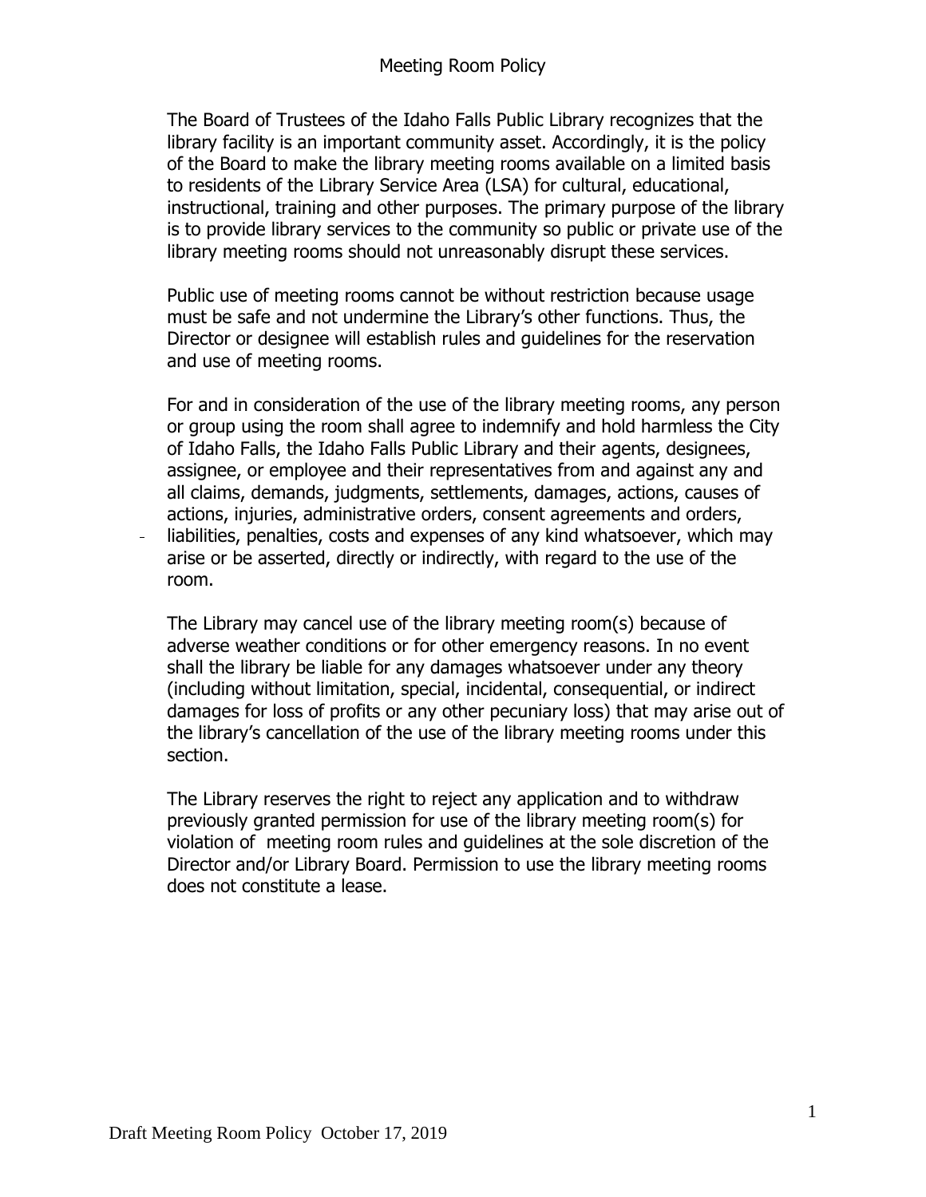# Meeting Room Policy

The Board of Trustees of the Idaho Falls Public Library recognizes that the library facility is an important community asset. Accordingly, it is the policy of the Board to make the library meeting rooms available on a limited basis to residents of the Library Service Area (LSA) for cultural, educational, instructional, training and other purposes. The primary purpose of the library is to provide library services to the community so public or private use of the library meeting rooms should not unreasonably disrupt these services.

Public use of meeting rooms cannot be without restriction because usage must be safe and not undermine the Library's other functions. Thus, the Director or designee will establish rules and guidelines for the reservation and use of meeting rooms.

For and in consideration of the use of the library meeting rooms, any person or group using the room shall agree to indemnify and hold harmless the City of Idaho Falls, the Idaho Falls Public Library and their agents, designees, assignee, or employee and their representatives from and against any and all claims, demands, judgments, settlements, damages, actions, causes of actions, injuries, administrative orders, consent agreements and orders, liabilities, penalties, costs and expenses of any kind whatsoever, which may arise or be asserted, directly or indirectly, with regard to the use of the room.

The Library may cancel use of the library meeting room(s) because of adverse weather conditions or for other emergency reasons. In no event shall the library be liable for any damages whatsoever under any theory (including without limitation, special, incidental, consequential, or indirect damages for loss of profits or any other pecuniary loss) that may arise out of the library's cancellation of the use of the library meeting rooms under this section.

The Library reserves the right to reject any application and to withdraw previously granted permission for use of the library meeting room(s) for violation of meeting room rules and guidelines at the sole discretion of the Director and/or Library Board. Permission to use the library meeting rooms does not constitute a lease.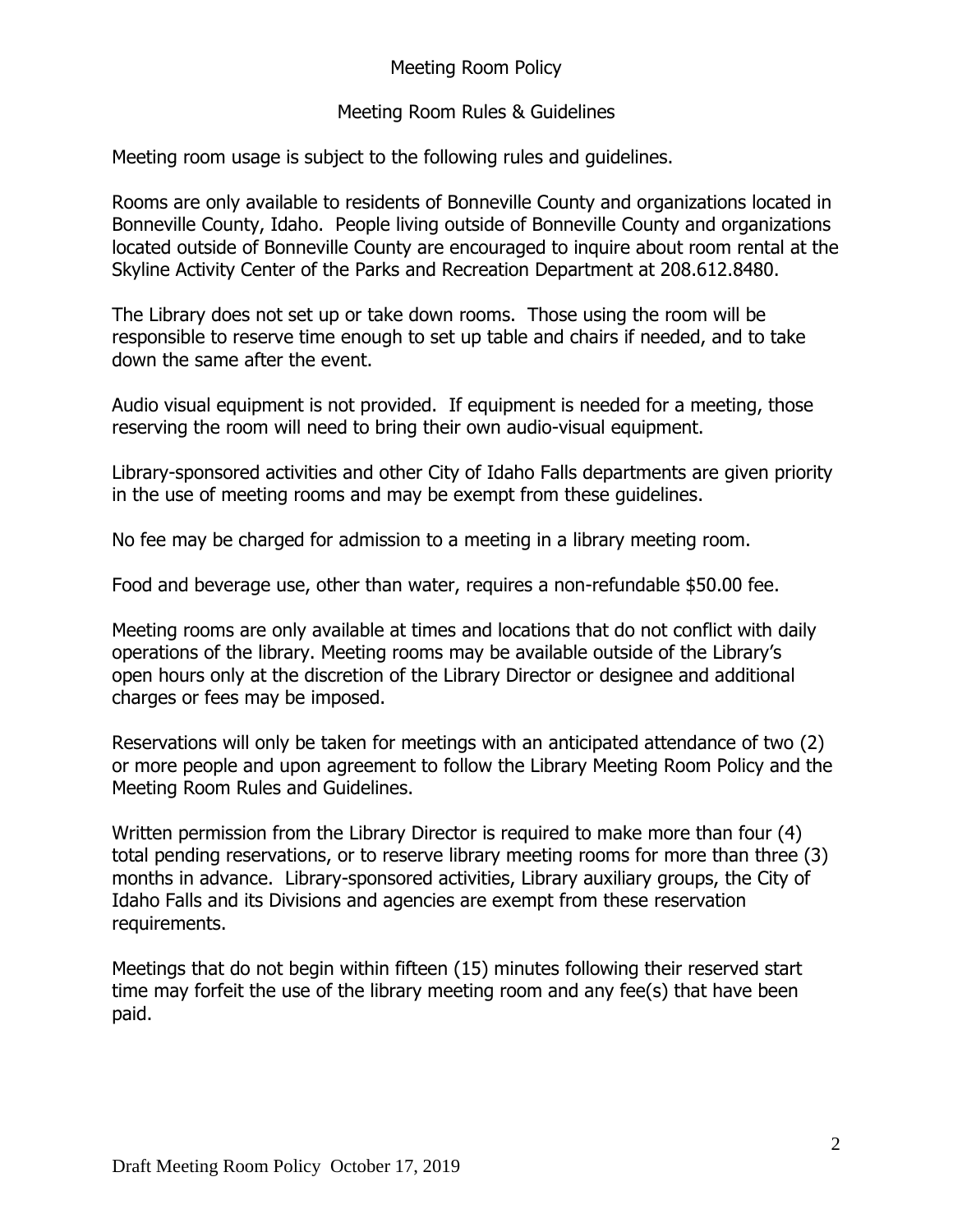# Meeting Room Policy

## Meeting Room Rules & Guidelines

Meeting room usage is subject to the following rules and guidelines.

Rooms are only available to residents of Bonneville County and organizations located in Bonneville County, Idaho. People living outside of Bonneville County and organizations located outside of Bonneville County are encouraged to inquire about room rental at the Skyline Activity Center of the Parks and Recreation Department at 208.612.8480.

The Library does not set up or take down rooms. Those using the room will be responsible to reserve time enough to set up table and chairs if needed, and to take down the same after the event.

Audio visual equipment is not provided. If equipment is needed for a meeting, those reserving the room will need to bring their own audio-visual equipment.

Library-sponsored activities and other City of Idaho Falls departments are given priority in the use of meeting rooms and may be exempt from these guidelines.

No fee may be charged for admission to a meeting in a library meeting room.

Food and beverage use, other than water, requires a non-refundable $50.00 fee.

Meeting rooms are only available at times and locations that do not conflict with daily operations of the library. Meeting rooms may be available outside of the Library's open hours only at the discretion of the Library Director or designee and additional charges or fees may be imposed.

Reservations will only be taken for meetings with an anticipated attendance of two (2) or more people and upon agreement to follow the Library Meeting Room Policy and the Meeting Room Rules and Guidelines.

Written permission from the Library Director is required to make more than four (4) total pending reservations, or to reserve library meeting rooms for more than three (3) months in advance. Library-sponsored activities, Library auxiliary groups, the City of Idaho Falls and its Divisions and agencies are exempt from these reservation requirements.

Meetings that do not begin within fifteen (15) minutes following their reserved start time may forfeit the use of the library meeting room and any fee(s) that have been paid.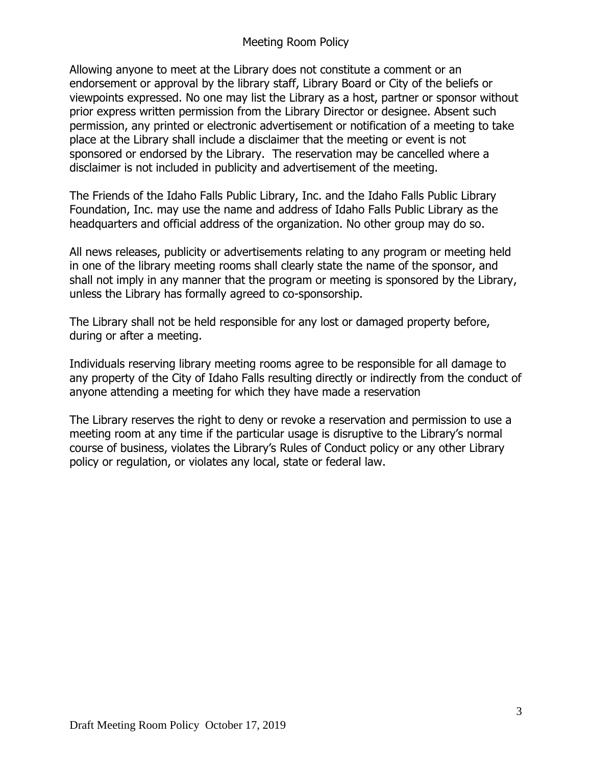Allowing anyone to meet at the Library does not constitute a comment or an endorsement or approval by the library staff, Library Board or City of the beliefs or viewpoints expressed. No one may list the Library as a host, partner or sponsor without prior express written permission from the Library Director or designee. Absent such permission, any printed or electronic advertisement or notification of a meeting to take place at the Library shall include a disclaimer that the meeting or event is not sponsored or endorsed by the Library. The reservation may be cancelled where a disclaimer is not included in publicity and advertisement of the meeting.

The Friends of the Idaho Falls Public Library, Inc. and the Idaho Falls Public Library Foundation, Inc. may use the name and address of Idaho Falls Public Library as the headquarters and official address of the organization. No other group may do so.

All news releases, publicity or advertisements relating to any program or meeting held in one of the library meeting rooms shall clearly state the name of the sponsor, and shall not imply in any manner that the program or meeting is sponsored by the Library, unless the Library has formally agreed to co-sponsorship.

The Library shall not be held responsible for any lost or damaged property before, during or after a meeting.

Individuals reserving library meeting rooms agree to be responsible for all damage to any property of the City of Idaho Falls resulting directly or indirectly from the conduct of anyone attending a meeting for which they have made a reservation

The Library reserves the right to deny or revoke a reservation and permission to use a meeting room at any time if the particular usage is disruptive to the Library's normal course of business, violates the Library's Rules of Conduct policy or any other Library policy or regulation, or violates any local, state or federal law.